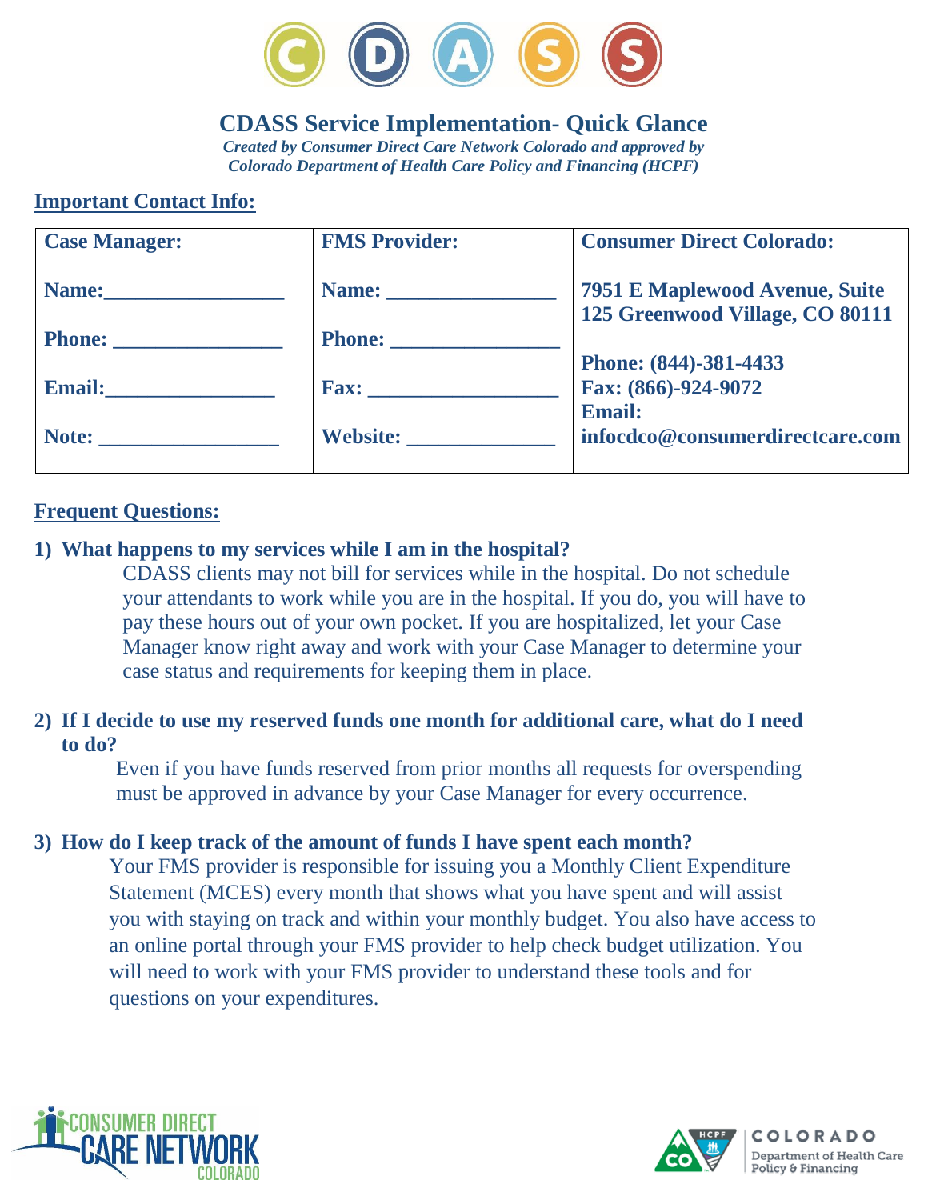CDASS

# CDASS Service Implementation- Quick Glance

*Created by Consumer Direct Care Network Colorado and approved by Colorado Department of Health Care Policy and Financing (HCPF)*

## Important Contact Info:

| Case Manager: | FMS Provider: | Consumer Direct Colorado: |
|---|---|---|
| Name:________________ | Name: _______________ | 7951 E Maplewood Avenue, Suite 125 Greenwood Village, CO 80111 |
| Phone: _______________ | Phone: _______________ | Phone: (844)-381-4433 |
| Email:_______________ | Fax: _________________ | Fax: (866)-924-9072 |
| Note: ________________ | Website: _____________ | Email: infocdco@consumerdirectcare.com |

## Frequent Questions:

**1) What happens to my services while I am in the hospital?**

CDASS clients may not bill for services while in the hospital. Do not schedule your attendants to work while you are in the hospital. If you do, you will have to pay these hours out of your own pocket. If you are hospitalized, let your Case Manager know right away and work with your Case Manager to determine your case status and requirements for keeping them in place.

**2) If I decide to use my reserved funds one month for additional care, what do I need to do?**

Even if you have funds reserved from prior months all requests for overspending must be approved in advance by your Case Manager for every occurrence.

**3) How do I keep track of the amount of funds I have spent each month?**

Your FMS provider is responsible for issuing you a Monthly Client Expenditure Statement (MCES) every month that shows what you have spent and will assist you with staying on track and within your monthly budget. You also have access to an online portal through your FMS provider to help check budget utilization. You will need to work with your FMS provider to understand these tools and for questions on your expenditures.

CONSUMER DIRECT CARE NETWORK COLORADO

COLORADO Department of Health Care Policy & Financing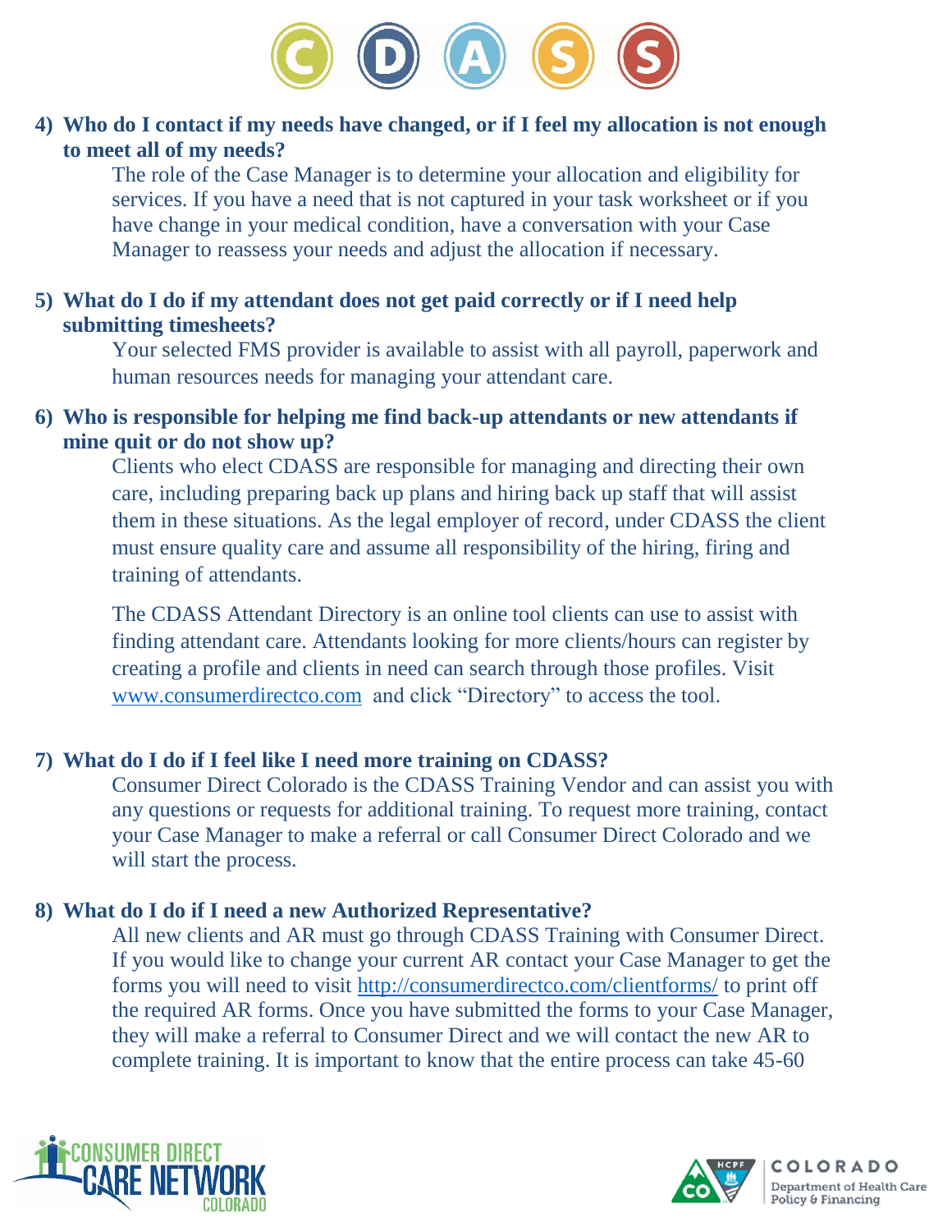**4) Who do I contact if my needs have changed, or if I feel my allocation is not enough to meet all of my needs?**

The role of the Case Manager is to determine your allocation and eligibility for services. If you have a need that is not captured in your task worksheet or if you have change in your medical condition, have a conversation with your Case Manager to reassess your needs and adjust the allocation if necessary.

**5) What do I do if my attendant does not get paid correctly or if I need help submitting timesheets?**

Your selected FMS provider is available to assist with all payroll, paperwork and human resources needs for managing your attendant care.

**6) Who is responsible for helping me find back-up attendants or new attendants if mine quit or do not show up?**

Clients who elect CDASS are responsible for managing and directing their own care, including preparing back up plans and hiring back up staff that will assist them in these situations. As the legal employer of record, under CDASS the client must ensure quality care and assume all responsibility of the hiring, firing and training of attendants.

The CDASS Attendant Directory is an online tool clients can use to assist with finding attendant care. Attendants looking for more clients/hours can register by creating a profile and clients in need can search through those profiles. Visit www.consumerdirectco.com and click "Directory" to access the tool.

**7) What do I do if I feel like I need more training on CDASS?**

Consumer Direct Colorado is the CDASS Training Vendor and can assist you with any questions or requests for additional training. To request more training, contact your Case Manager to make a referral or call Consumer Direct Colorado and we will start the process.

**8) What do I do if I need a new Authorized Representative?**

All new clients and AR must go through CDASS Training with Consumer Direct. If you would like to change your current AR contact your Case Manager to get the forms you will need to visit http://consumerdirectco.com/clientforms/ to print off the required AR forms. Once you have submitted the forms to your Case Manager, they will make a referral to Consumer Direct and we will contact the new AR to complete training. It is important to know that the entire process can take 45-60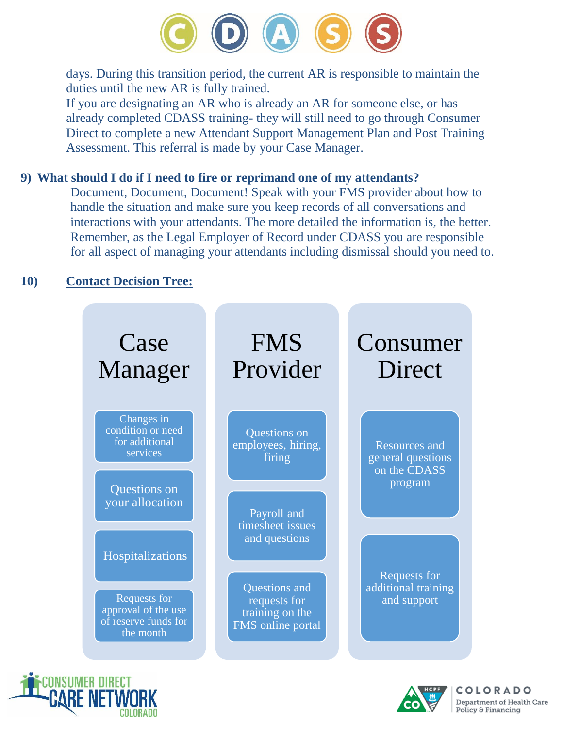days. During this transition period, the current AR is responsible to maintain the duties until the new AR is fully trained.

If you are designating an AR who is already an AR for someone else, or has already completed CDASS training- they will still need to go through Consumer Direct to complete a new Attendant Support Management Plan and Post Training Assessment. This referral is made by your Case Manager.

**9) What should I do if I need to fire or reprimand one of my attendants?**

Document, Document, Document! Speak with your FMS provider about how to handle the situation and make sure you keep records of all conversations and interactions with your attendants. The more detailed the information is, the better. Remember, as the Legal Employer of Record under CDASS you are responsible for all aspect of managing your attendants including dismissal should you need to.

**10) Contact Decision Tree:**

**Case Manager**
- Changes in condition or need for additional services
- Questions on your allocation
- Hospitalizations
- Requests for approval of the use of reserve funds for the month

**FMS Provider**
- Questions on employees, hiring, firing
- Payroll and timesheet issues and questions
- Questions and requests for training on the FMS online portal

**Consumer Direct**
- Resources and general questions on the CDASS program
- Requests for additional training and support